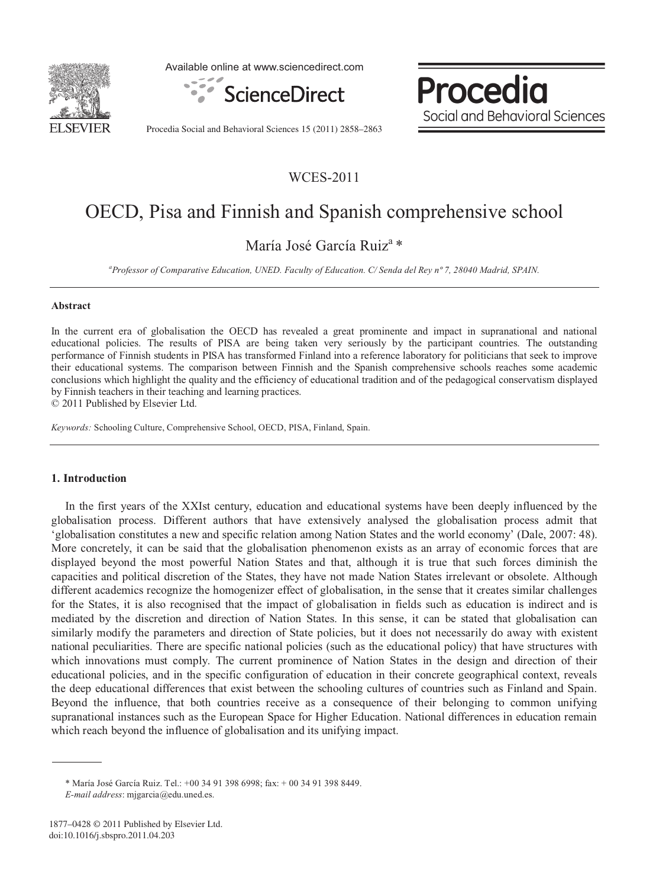WCES-2011

# OECD, Pisa and Finnish and Spanish comprehensive school

María José García Ruiz[a] *

[a]*Professor of Comparative Education, UNED. Faculty of Education. C/ Senda del Rey nº 7, 28040 Madrid, SPAIN.*

---

### Abstract

In the current era of globalisation the OECD has revealed a great prominente and impact in supranational and national educational policies. The results of PISA are being taken very seriously by the participant countries. The outstanding performance of Finnish students in PISA has transformed Finland into a reference laboratory for politicians that seek to improve their educational systems. The comparison between Finnish and the Spanish comprehensive schools reaches some academic conclusions which highlight the quality and the efficiency of educational tradition and of the pedagogical conservatism displayed by Finnish teachers in their teaching and learning practices.

© 2011 Published by Elsevier Ltd.

*Keywords:* Schooling Culture, Comprehensive School, OECD, PISA, Finland, Spain.

---

## 1. Introduction

In the first years of the XXIst century, education and educational systems have been deeply influenced by the globalisation process. Different authors that have extensively analysed the globalisation process admit that 'globalisation constitutes a new and specific relation among Nation States and the world economy' (Dale, 2007: 48). More concretely, it can be said that the globalisation phenomenon exists as an array of economic forces that are displayed beyond the most powerful Nation States and that, although it is true that such forces diminish the capacities and political discretion of the States, they have not made Nation States irrelevant or obsolete. Although different academics recognize the homogenizer effect of globalisation, in the sense that it creates similar challenges for the States, it is also recognised that the impact of globalisation in fields such as education is indirect and is mediated by the discretion and direction of Nation States. In this sense, it can be stated that globalisation can similarly modify the parameters and direction of State policies, but it does not necessarily do away with existent national peculiarities. There are specific national policies (such as the educational policy) that have structures with which innovations must comply. The current prominence of Nation States in the design and direction of their educational policies, and in the specific configuration of education in their concrete geographical context, reveals the deep educational differences that exist between the schooling cultures of countries such as Finland and Spain. Beyond the influence, that both countries receive as a consequence of their belonging to common unifying supranational instances such as the European Space for Higher Education. National differences in education remain which reach beyond the influence of globalisation and its unifying impact.

---

\* María José García Ruiz. Tel.: +00 34 91 398 6998; fax: + 00 34 91 398 8449.
*E-mail address*: mjgarcia@edu.uned.es.

1877–0428 © 2011 Published by Elsevier Ltd.
doi:10.1016/j.sbspro.2011.04.203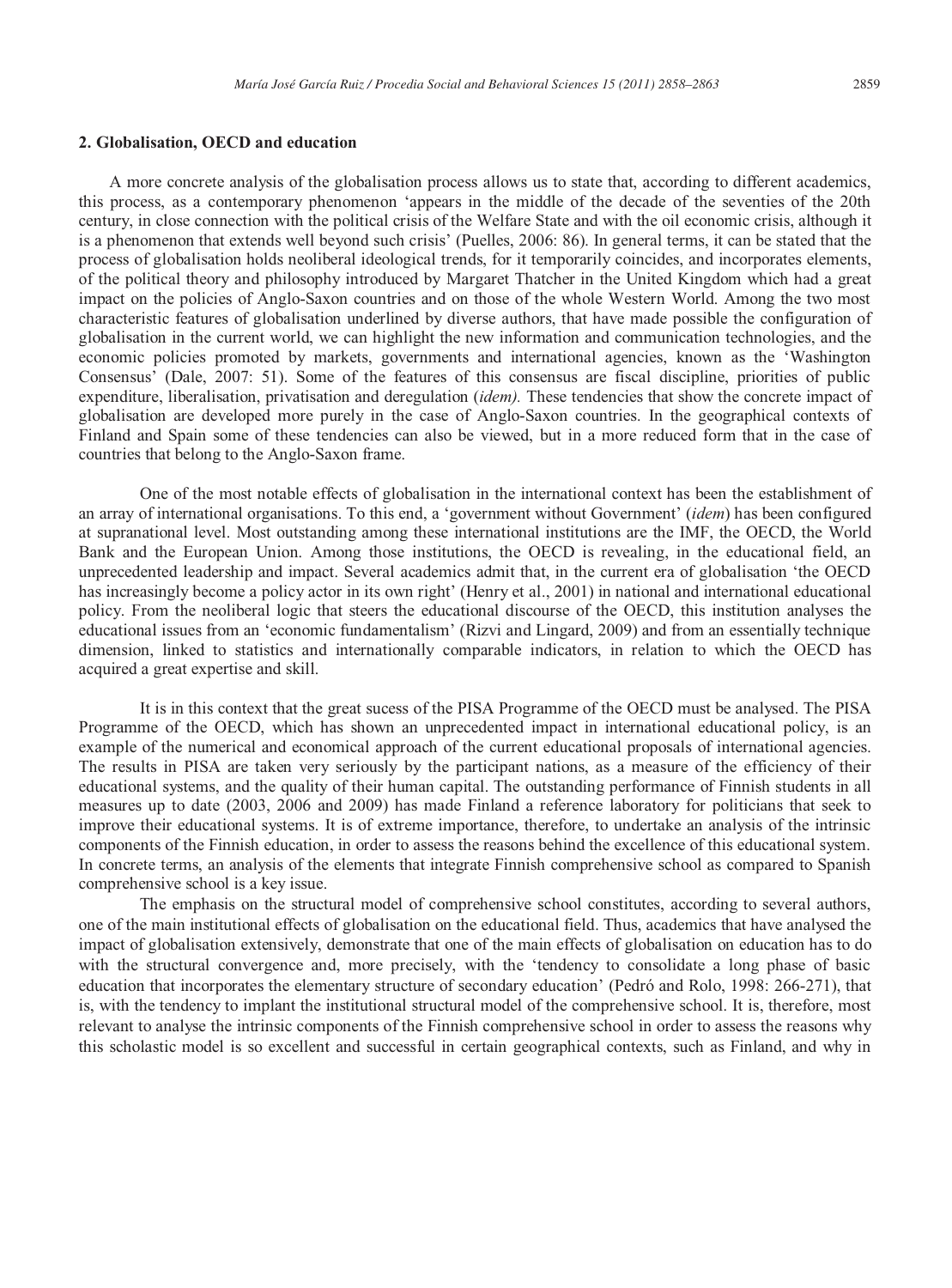## 2. Globalisation, OECD and education

A more concrete analysis of the globalisation process allows us to state that, according to different academics, this process, as a contemporary phenomenon 'appears in the middle of the decade of the seventies of the 20th century, in close connection with the political crisis of the Welfare State and with the oil economic crisis, although it is a phenomenon that extends well beyond such crisis' (Puelles, 2006: 86). In general terms, it can be stated that the process of globalisation holds neoliberal ideological trends, for it temporarily coincides, and incorporates elements, of the political theory and philosophy introduced by Margaret Thatcher in the United Kingdom which had a great impact on the policies of Anglo-Saxon countries and on those of the whole Western World. Among the two most characteristic features of globalisation underlined by diverse authors, that have made possible the configuration of globalisation in the current world, we can highlight the new information and communication technologies, and the economic policies promoted by markets, governments and international agencies, known as the 'Washington Consensus' (Dale, 2007: 51). Some of the features of this consensus are fiscal discipline, priorities of public expenditure, liberalisation, privatisation and deregulation (*idem).* These tendencies that show the concrete impact of globalisation are developed more purely in the case of Anglo-Saxon countries. In the geographical contexts of Finland and Spain some of these tendencies can also be viewed, but in a more reduced form that in the case of countries that belong to the Anglo-Saxon frame.

One of the most notable effects of globalisation in the international context has been the establishment of an array of international organisations. To this end, a 'government without Government' (*idem*) has been configured at supranational level. Most outstanding among these international institutions are the IMF, the OECD, the World Bank and the European Union. Among those institutions, the OECD is revealing, in the educational field, an unprecedented leadership and impact. Several academics admit that, in the current era of globalisation 'the OECD has increasingly become a policy actor in its own right' (Henry et al., 2001) in national and international educational policy. From the neoliberal logic that steers the educational discourse of the OECD, this institution analyses the educational issues from an 'economic fundamentalism' (Rizvi and Lingard, 2009) and from an essentially technique dimension, linked to statistics and internationally comparable indicators, in relation to which the OECD has acquired a great expertise and skill.

It is in this context that the great sucess of the PISA Programme of the OECD must be analysed. The PISA Programme of the OECD, which has shown an unprecedented impact in international educational policy, is an example of the numerical and economical approach of the current educational proposals of international agencies. The results in PISA are taken very seriously by the participant nations, as a measure of the efficiency of their educational systems, and the quality of their human capital. The outstanding performance of Finnish students in all measures up to date (2003, 2006 and 2009) has made Finland a reference laboratory for politicians that seek to improve their educational systems. It is of extreme importance, therefore, to undertake an analysis of the intrinsic components of the Finnish education, in order to assess the reasons behind the excellence of this educational system. In concrete terms, an analysis of the elements that integrate Finnish comprehensive school as compared to Spanish comprehensive school is a key issue.

The emphasis on the structural model of comprehensive school constitutes, according to several authors, one of the main institutional effects of globalisation on the educational field. Thus, academics that have analysed the impact of globalisation extensively, demonstrate that one of the main effects of globalisation on education has to do with the structural convergence and, more precisely, with the 'tendency to consolidate a long phase of basic education that incorporates the elementary structure of secondary education' (Pedró and Rolo, 1998: 266-271), that is, with the tendency to implant the institutional structural model of the comprehensive school. It is, therefore, most relevant to analyse the intrinsic components of the Finnish comprehensive school in order to assess the reasons why this scholastic model is so excellent and successful in certain geographical contexts, such as Finland, and why in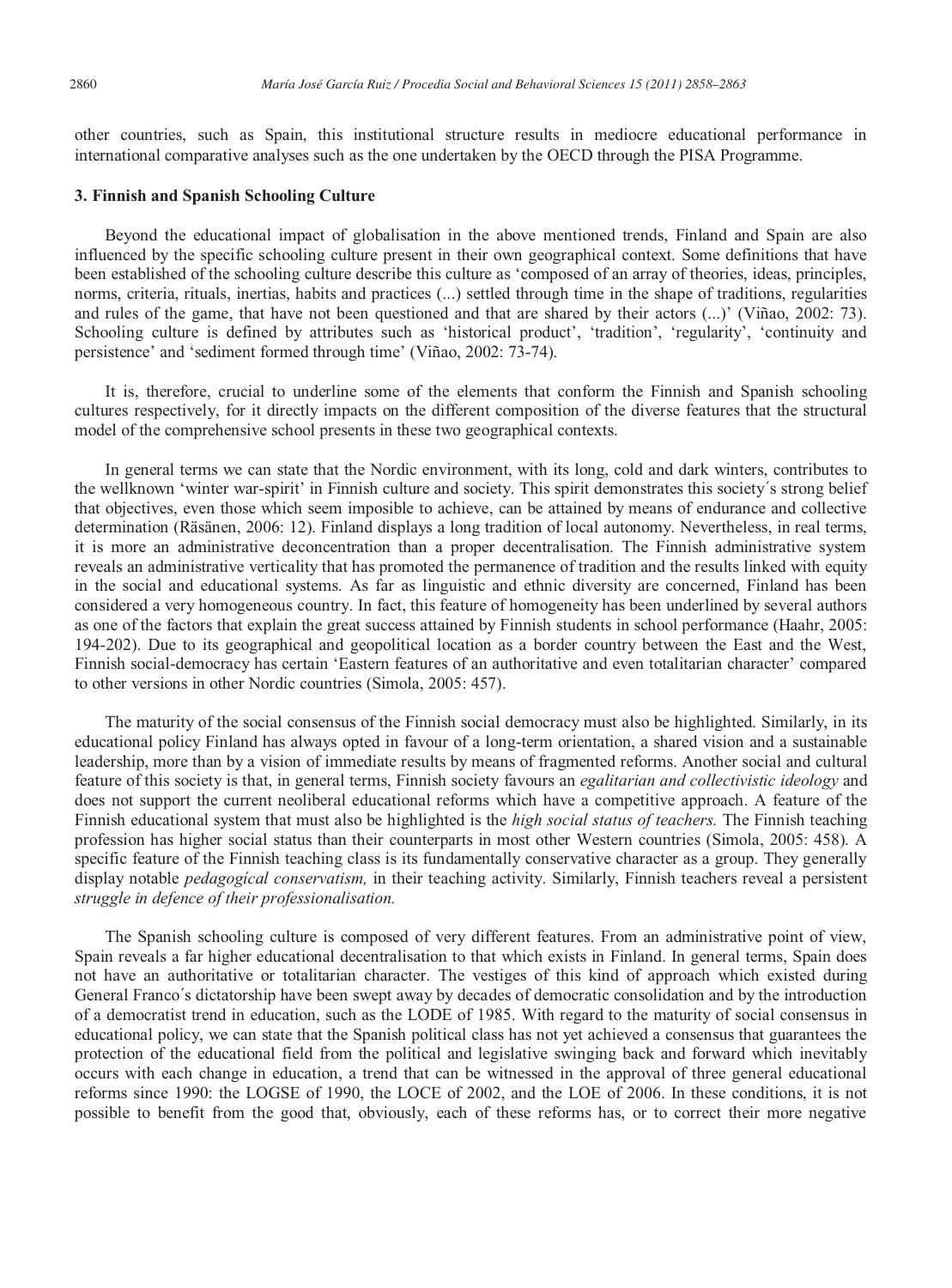other countries, such as Spain, this institutional structure results in mediocre educational performance in international comparative analyses such as the one undertaken by the OECD through the PISA Programme.

### 3. Finnish and Spanish Schooling Culture

Beyond the educational impact of globalisation in the above mentioned trends, Finland and Spain are also influenced by the specific schooling culture present in their own geographical context. Some definitions that have been established of the schooling culture describe this culture as 'composed of an array of theories, ideas, principles, norms, criteria, rituals, inertias, habits and practices (...) settled through time in the shape of traditions, regularities and rules of the game, that have not been questioned and that are shared by their actors (...)' (Viñao, 2002: 73). Schooling culture is defined by attributes such as 'historical product', 'tradition', 'regularity', 'continuity and persistence' and 'sediment formed through time' (Viñao, 2002: 73-74).

It is, therefore, crucial to underline some of the elements that conform the Finnish and Spanish schooling cultures respectively, for it directly impacts on the different composition of the diverse features that the structural model of the comprehensive school presents in these two geographical contexts.

In general terms we can state that the Nordic environment, with its long, cold and dark winters, contributes to the wellknown 'winter war-spirit' in Finnish culture and society. This spirit demonstrates this society´s strong belief that objectives, even those which seem impossible to achieve, can be attained by means of endurance and collective determination (Räsänen, 2006: 12). Finland displays a long tradition of local autonomy. Nevertheless, in real terms, it is more an administrative deconcentration than a proper decentralisation. The Finnish administrative system reveals an administrative verticality that has promoted the permanence of tradition and the results linked with equity in the social and educational systems. As far as linguistic and ethnic diversity are concerned, Finland has been considered a very homogeneous country. In fact, this feature of homogeneity has been underlined by several authors as one of the factors that explain the great success attained by Finnish students in school performance (Haahr, 2005: 194-202). Due to its geographical and geopolitical location as a border country between the East and the West, Finnish social-democracy has certain 'Eastern features of an authoritative and even totalitarian character' compared to other versions in other Nordic countries (Simola, 2005: 457).

The maturity of the social consensus of the Finnish social democracy must also be highlighted. Similarly, in its educational policy Finland has always opted in favour of a long-term orientation, a shared vision and a sustainable leadership, more than by a vision of immediate results by means of fragmented reforms. Another social and cultural feature of this society is that, in general terms, Finnish society favours an *egalitarian and collectivistic ideology* and does not support the current neoliberal educational reforms which have a competitive approach. A feature of the Finnish educational system that must also be highlighted is the *high social status of teachers.* The Finnish teaching profession has higher social status than their counterparts in most other Western countries (Simola, 2005: 458). A specific feature of the Finnish teaching class is its fundamentally conservative character as a group. They generally display notable *pedagogícal conservatism,* in their teaching activity. Similarly, Finnish teachers reveal a persistent *struggle in defence of their professionalisation.*

The Spanish schooling culture is composed of very different features. From an administrative point of view, Spain reveals a far higher educational decentralisation to that which exists in Finland. In general terms, Spain does not have an authoritative or totalitarian character. The vestiges of this kind of approach which existed during General Franco´s dictatorship have been swept away by decades of democratic consolidation and by the introduction of a democratist trend in education, such as the LODE of 1985. With regard to the maturity of social consensus in educational policy, we can state that the Spanish political class has not yet achieved a consensus that guarantees the protection of the educational field from the political and legislative swinging back and forward which inevitably occurs with each change in education, a trend that can be witnessed in the approval of three general educational reforms since 1990: the LOGSE of 1990, the LOCE of 2002, and the LOE of 2006. In these conditions, it is not possible to benefit from the good that, obviously, each of these reforms has, or to correct their more negative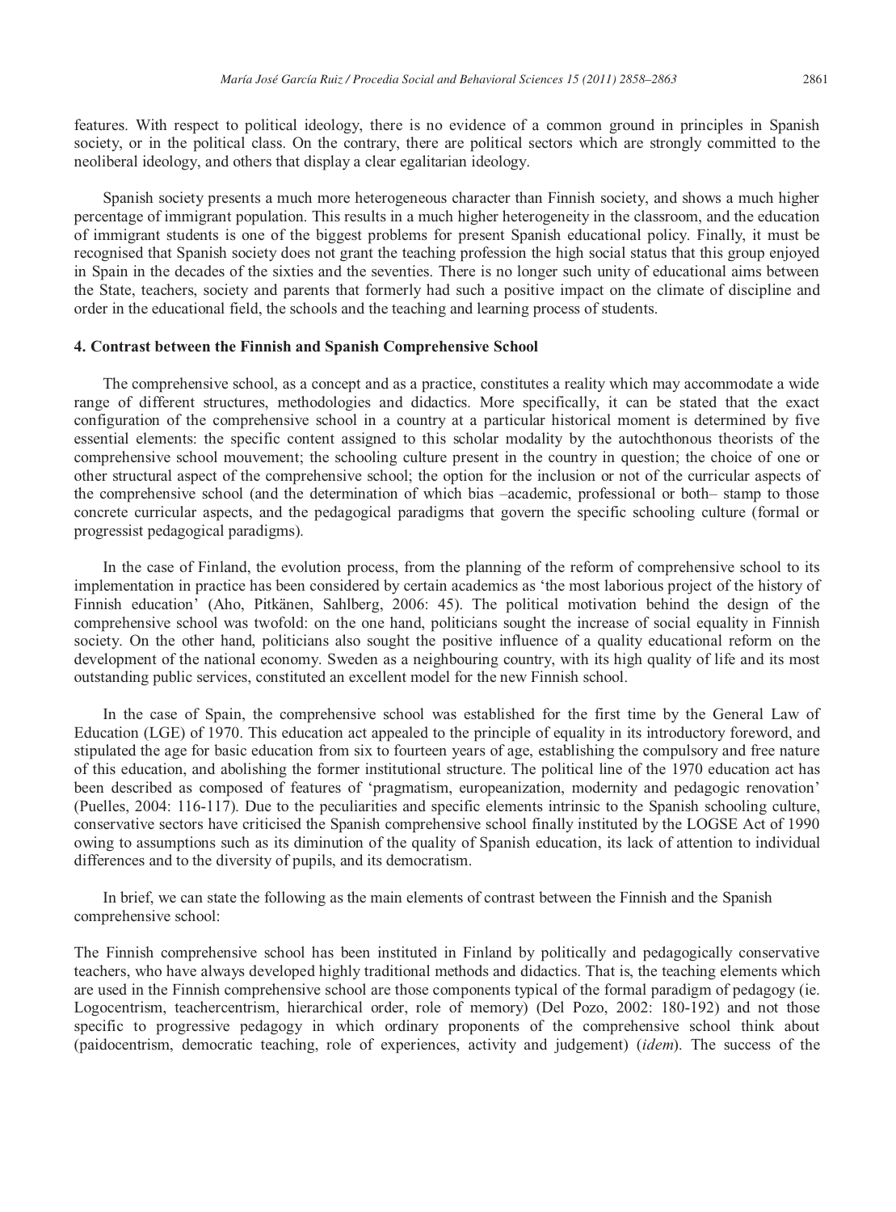features. With respect to political ideology, there is no evidence of a common ground in principles in Spanish society, or in the political class. On the contrary, there are political sectors which are strongly committed to the neoliberal ideology, and others that display a clear egalitarian ideology.

Spanish society presents a much more heterogeneous character than Finnish society, and shows a much higher percentage of immigrant population. This results in a much higher heterogeneity in the classroom, and the education of immigrant students is one of the biggest problems for present Spanish educational policy. Finally, it must be recognised that Spanish society does not grant the teaching profession the high social status that this group enjoyed in Spain in the decades of the sixties and the seventies. There is no longer such unity of educational aims between the State, teachers, society and parents that formerly had such a positive impact on the climate of discipline and order in the educational field, the schools and the teaching and learning process of students.

## 4. Contrast between the Finnish and Spanish Comprehensive School

The comprehensive school, as a concept and as a practice, constitutes a reality which may accommodate a wide range of different structures, methodologies and didactics. More specifically, it can be stated that the exact configuration of the comprehensive school in a country at a particular historical moment is determined by five essential elements: the specific content assigned to this scholar modality by the autochthonous theorists of the comprehensive school mouvement; the schooling culture present in the country in question; the choice of one or other structural aspect of the comprehensive school; the option for the inclusion or not of the curricular aspects of the comprehensive school (and the determination of which bias –academic, professional or both– stamp to those concrete curricular aspects, and the pedagogical paradigms that govern the specific schooling culture (formal or progressist pedagogical paradigms).

In the case of Finland, the evolution process, from the planning of the reform of comprehensive school to its implementation in practice has been considered by certain academics as 'the most laborious project of the history of Finnish education' (Aho, Pitkänen, Sahlberg, 2006: 45). The political motivation behind the design of the comprehensive school was twofold: on the one hand, politicians sought the increase of social equality in Finnish society. On the other hand, politicians also sought the positive influence of a quality educational reform on the development of the national economy. Sweden as a neighbouring country, with its high quality of life and its most outstanding public services, constituted an excellent model for the new Finnish school.

In the case of Spain, the comprehensive school was established for the first time by the General Law of Education (LGE) of 1970. This education act appealed to the principle of equality in its introductory foreword, and stipulated the age for basic education from six to fourteen years of age, establishing the compulsory and free nature of this education, and abolishing the former institutional structure. The political line of the 1970 education act has been described as composed of features of 'pragmatism, europeanization, modernity and pedagogic renovation' (Puelles, 2004: 116-117). Due to the peculiarities and specific elements intrinsic to the Spanish schooling culture, conservative sectors have criticised the Spanish comprehensive school finally instituted by the LOGSE Act of 1990 owing to assumptions such as its diminution of the quality of Spanish education, its lack of attention to individual differences and to the diversity of pupils, and its democratism.

In brief, we can state the following as the main elements of contrast between the Finnish and the Spanish comprehensive school:

The Finnish comprehensive school has been instituted in Finland by politically and pedagogically conservative teachers, who have always developed highly traditional methods and didactics. That is, the teaching elements which are used in the Finnish comprehensive school are those components typical of the formal paradigm of pedagogy (ie. Logocentrism, teachercentrism, hierarchical order, role of memory) (Del Pozo, 2002: 180-192) and not those specific to progressive pedagogy in which ordinary proponents of the comprehensive school think about (paidocentrism, democratic teaching, role of experiences, activity and judgement) (*idem*). The success of the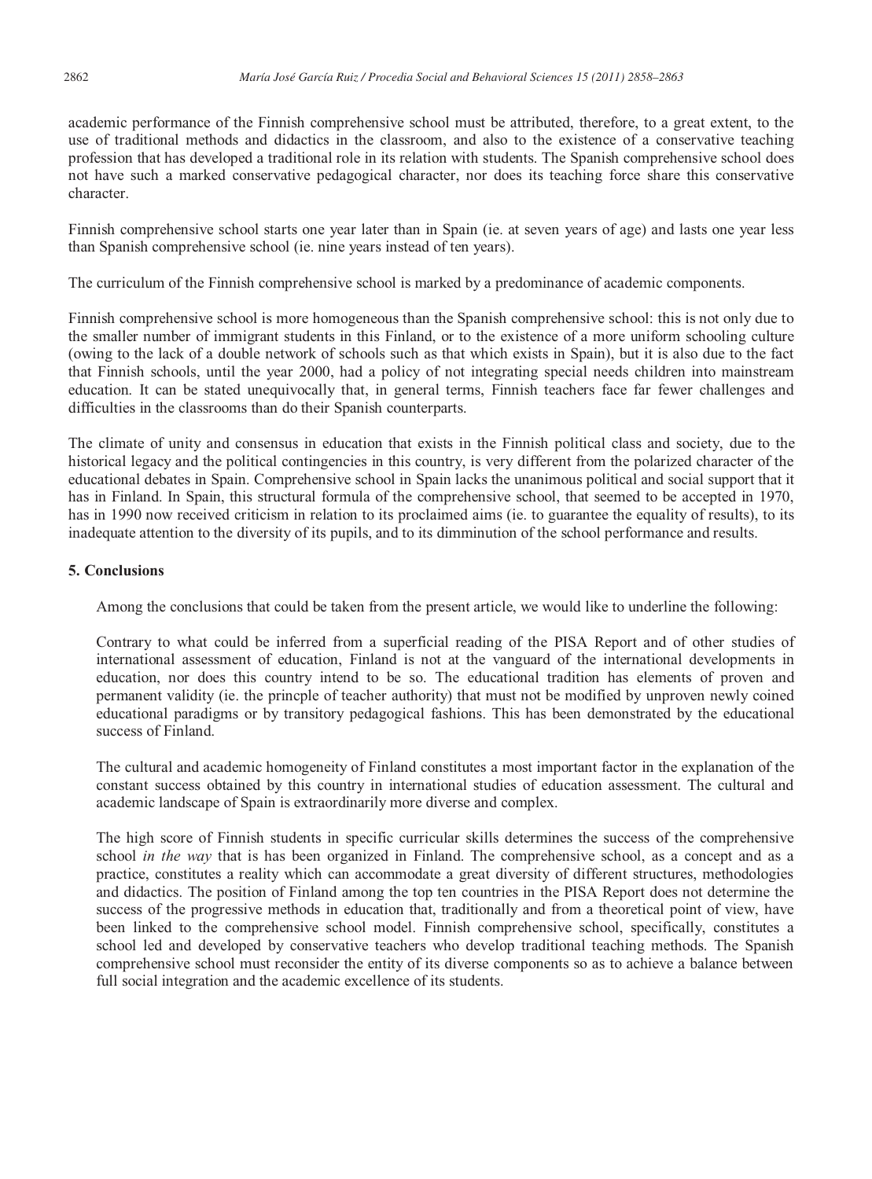academic performance of the Finnish comprehensive school must be attributed, therefore, to a great extent, to the use of traditional methods and didactics in the classroom, and also to the existence of a conservative teaching profession that has developed a traditional role in its relation with students. The Spanish comprehensive school does not have such a marked conservative pedagogical character, nor does its teaching force share this conservative character.

Finnish comprehensive school starts one year later than in Spain (ie. at seven years of age) and lasts one year less than Spanish comprehensive school (ie. nine years instead of ten years).

The curriculum of the Finnish comprehensive school is marked by a predominance of academic components.

Finnish comprehensive school is more homogeneous than the Spanish comprehensive school: this is not only due to the smaller number of immigrant students in this Finland, or to the existence of a more uniform schooling culture (owing to the lack of a double network of schools such as that which exists in Spain), but it is also due to the fact that Finnish schools, until the year 2000, had a policy of not integrating special needs children into mainstream education. It can be stated unequivocally that, in general terms, Finnish teachers face far fewer challenges and difficulties in the classrooms than do their Spanish counterparts.

The climate of unity and consensus in education that exists in the Finnish political class and society, due to the historical legacy and the political contingencies in this country, is very different from the polarized character of the educational debates in Spain. Comprehensive school in Spain lacks the unanimous political and social support that it has in Finland. In Spain, this structural formula of the comprehensive school, that seemed to be accepted in 1970, has in 1990 now received criticism in relation to its proclaimed aims (ie. to guarantee the equality of results), to its inadequate attention to the diversity of its pupils, and to its dimminution of the school performance and results.

## 5. Conclusions

Among the conclusions that could be taken from the present article, we would like to underline the following:

Contrary to what could be inferred from a superficial reading of the PISA Report and of other studies of international assessment of education, Finland is not at the vanguard of the international developments in education, nor does this country intend to be so. The educational tradition has elements of proven and permanent validity (ie. the princple of teacher authority) that must not be modified by unproven newly coined educational paradigms or by transitory pedagogical fashions. This has been demonstrated by the educational success of Finland.

The cultural and academic homogeneity of Finland constitutes a most important factor in the explanation of the constant success obtained by this country in international studies of education assessment. The cultural and academic landscape of Spain is extraordinarily more diverse and complex.

The high score of Finnish students in specific curricular skills determines the success of the comprehensive school *in the way* that is has been organized in Finland. The comprehensive school, as a concept and as a practice, constitutes a reality which can accommodate a great diversity of different structures, methodologies and didactics. The position of Finland among the top ten countries in the PISA Report does not determine the success of the progressive methods in education that, traditionally and from a theoretical point of view, have been linked to the comprehensive school model. Finnish comprehensive school, specifically, constitutes a school led and developed by conservative teachers who develop traditional teaching methods. The Spanish comprehensive school must reconsider the entity of its diverse components so as to achieve a balance between full social integration and the academic excellence of its students.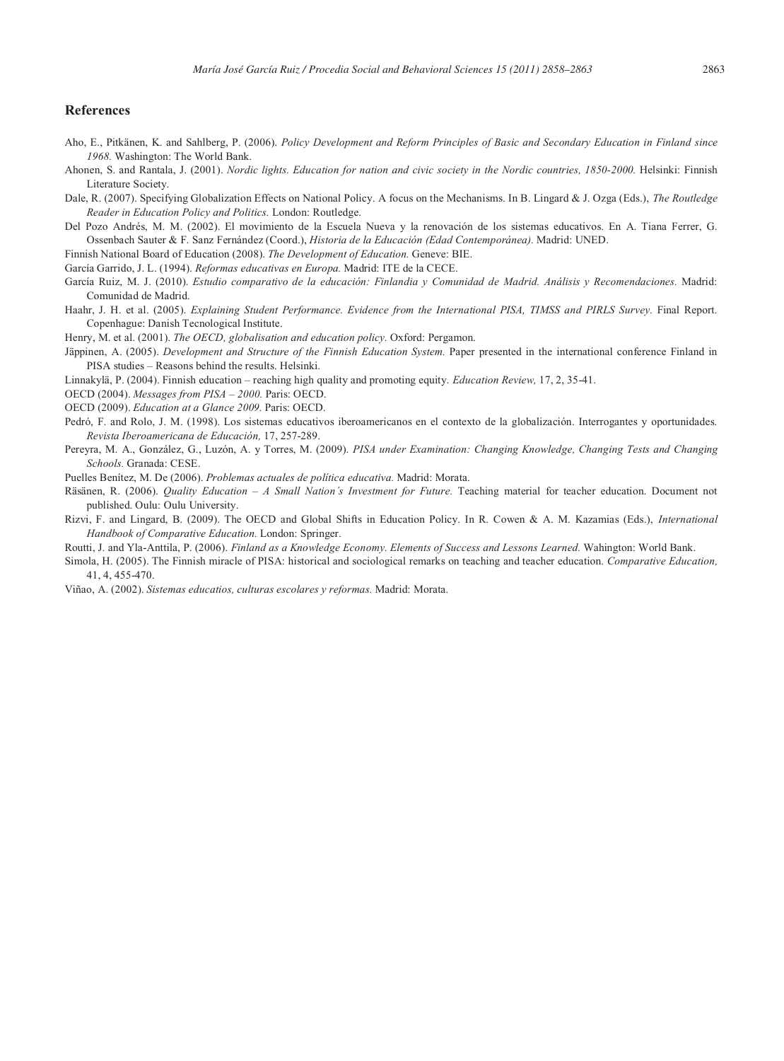## References

Aho, E., Pitkänen, K. and Sahlberg, P. (2006). *Policy Development and Reform Principles of Basic and Secondary Education in Finland since 1968.* Washington: The World Bank.

Ahonen, S. and Rantala, J. (2001). *Nordic lights. Education for nation and civic society in the Nordic countries, 1850-2000.* Helsinki: Finnish Literature Society.

Dale, R. (2007). Specifying Globalization Effects on National Policy. A focus on the Mechanisms. In B. Lingard & J. Ozga (Eds.), *The Routledge Reader in Education Policy and Politics.* London: Routledge.

Del Pozo Andrés, M. M. (2002). El movimiento de la Escuela Nueva y la renovación de los sistemas educativos. En A. Tiana Ferrer, G. Ossenbach Sauter & F. Sanz Fernández (Coord.), *Historia de la Educación (Edad Contemporánea).* Madrid: UNED.

Finnish National Board of Education (2008). *The Development of Education.* Geneve: BIE.

García Garrido, J. L. (1994). *Reformas educativas en Europa.* Madrid: ITE de la CECE.

García Ruiz, M. J. (2010). *Estudio comparativo de la educación: Finlandia y Comunidad de Madrid. Análisis y Recomendaciones.* Madrid: Comunidad de Madrid.

Haahr, J. H. et al. (2005). *Explaining Student Performance. Evidence from the International PISA, TIMSS and PIRLS Survey.* Final Report. Copenhague: Danish Tecnological Institute.

Henry, M. et al. (2001). *The OECD, globalisation and education policy.* Oxford: Pergamon.

Jäppinen, A. (2005). *Development and Structure of the Finnish Education System.* Paper presented in the international conference Finland in PISA studies – Reasons behind the results. Helsinki.

Linnakylä, P. (2004). Finnish education – reaching high quality and promoting equity. *Education Review,* 17, 2, 35-41.

OECD (2004). *Messages from PISA – 2000.* Paris: OECD.

OECD (2009). *Education at a Glance 2009.* Paris: OECD.

Pedró, F. and Rolo, J. M. (1998). Los sistemas educativos iberoamericanos en el contexto de la globalización. Interrogantes y oportunidades. *Revista Iberoamericana de Educación,* 17, 257-289.

Pereyra, M. A., González, G., Luzón, A. y Torres, M. (2009). *PISA under Examination: Changing Knowledge, Changing Tests and Changing Schools.* Granada: CESE.

Puelles Benítez, M. De (2006). *Problemas actuales de política educativa.* Madrid: Morata.

Räsänen, R. (2006). *Quality Education – A Small Nation's Investment for Future.* Teaching material for teacher education. Document not published. Oulu: Oulu University.

Rizvi, F. and Lingard, B. (2009). The OECD and Global Shifts in Education Policy. In R. Cowen & A. M. Kazamias (Eds.), *International Handbook of Comparative Education.* London: Springer.

Routti, J. and Yla-Anttila, P. (2006). *Finland as a Knowledge Economy. Elements of Success and Lessons Learned.* Wahington: World Bank.

Simola, H. (2005). The Finnish miracle of PISA: historical and sociological remarks on teaching and teacher education. *Comparative Education,* 41, 4, 455-470.

Viñao, A. (2002). *Sistemas educatios, culturas escolares y reformas.* Madrid: Morata.